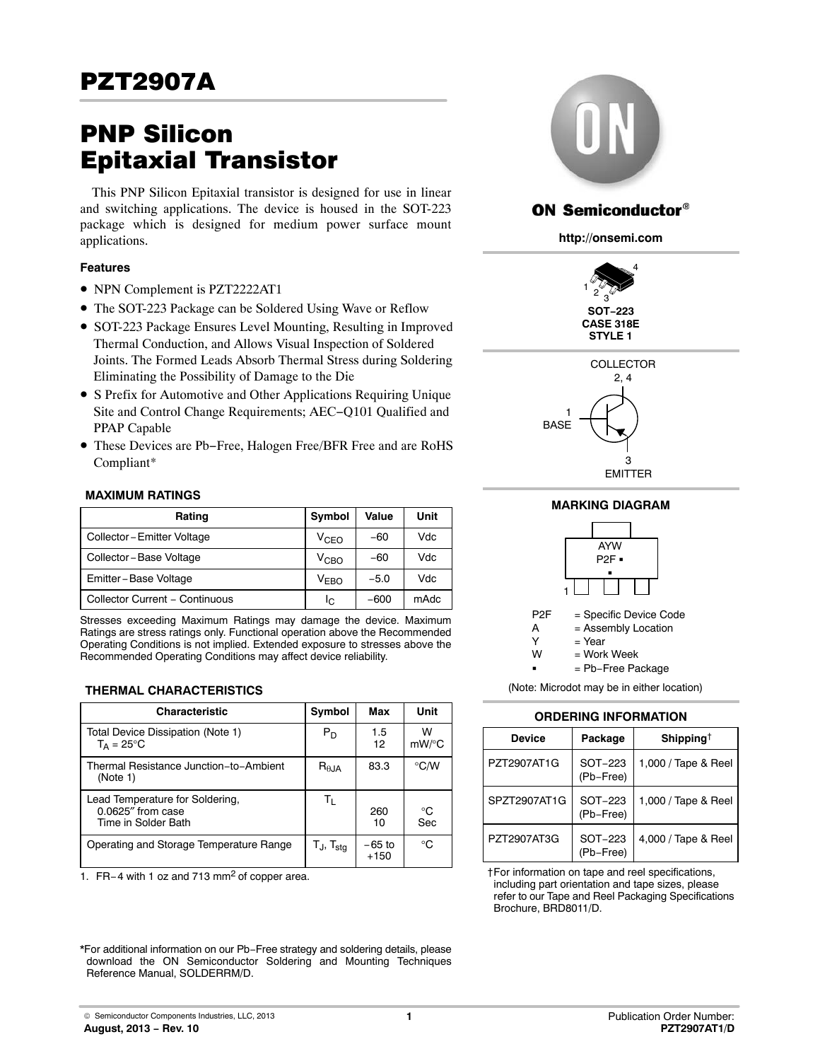# PZT2907A

# PNP Silicon Epitaxial Transistor

This PNP Silicon Epitaxial transistor is designed for use in linear and switching applications. The device is housed in the SOT-223 package which is designed for medium power surface mount applications.

### Features

- NPN Complement is PZT2222AT1
- The SOT-223 Package can be Soldered Using Wave or Reflow
- SOT-223 Package Ensures Level Mounting, Resulting in Improved Thermal Conduction, and Allows Visual Inspection of Soldered Joints. The Formed Leads Absorb Thermal Stress during Soldering Eliminating the Possibility of Damage to the Die
- S Prefix for Automotive and Other Applications Requiring Unique Site and Control Change Requirements; AEC−Q101 Qualified and PPAP Capable
- These Devices are Pb−Free, Halogen Free/BFR Free and are RoHS Compliant*

ON Semiconductor®

http://onsemi.com

SOT−223
CASE 318E
STYLE 1

COLLECTOR 2, 4
BASE 1
EMITTER 3

### MAXIMUM RATINGS

| Rating | Symbol | Value | Unit |
|---|---|---|---|
| Collector−Emitter Voltage | $V_{CEO}$ | −60 | Vdc |
| Collector−Base Voltage | $V_{CBO}$ | −60 | Vdc |
| Emitter−Base Voltage | $V_{EBO}$ | −5.0 | Vdc |
| Collector Current − Continuous | $I_C$ | −600 | mAdc |

Stresses exceeding Maximum Ratings may damage the device. Maximum Ratings are stress ratings only. Functional operation above the Recommended Operating Conditions is not implied. Extended exposure to stresses above the Recommended Operating Conditions may affect device reliability.

### THERMAL CHARACTERISTICS

| Characteristic | Symbol | Max | Unit |
|---|---|---|---|
| Total Device Dissipation (Note 1) $T_A = 25°C$ | $P_D$ | 1.5<br>12 | W<br>mW/°C |
| Thermal Resistance Junction−to−Ambient (Note 1) | $R_{\theta JA}$ | 83.3 | °C/W |
| Lead Temperature for Soldering, 0.0625″ from case<br>Time in Solder Bath | $T_L$ | 260<br>10 | °C<br>Sec |
| Operating and Storage Temperature Range | $T_J$, $T_{stg}$ | −65 to +150 | °C |

1. FR−4 with 1 oz and 713 mm$^2$ of copper area.

### MARKING DIAGRAM

AYW
P2F ▪
▪

P2F = Specific Device Code
A = Assembly Location
Y = Year
W = Work Week
▪ = Pb−Free Package

(Note: Microdot may be in either location)

### ORDERING INFORMATION

| Device | Package | Shipping† |
|---|---|---|
| PZT2907AT1G | SOT−223 (Pb−Free) | 1,000 / Tape & Reel |
| SPZT2907AT1G | SOT−223 (Pb−Free) | 1,000 / Tape & Reel |
| PZT2907AT3G | SOT−223 (Pb−Free) | 4,000 / Tape & Reel |

†For information on tape and reel specifications, including part orientation and tape sizes, please refer to our Tape and Reel Packaging Specifications Brochure, BRD8011/D.

*For additional information on our Pb−Free strategy and soldering details, please download the ON Semiconductor Soldering and Mounting Techniques Reference Manual, SOLDERRM/D.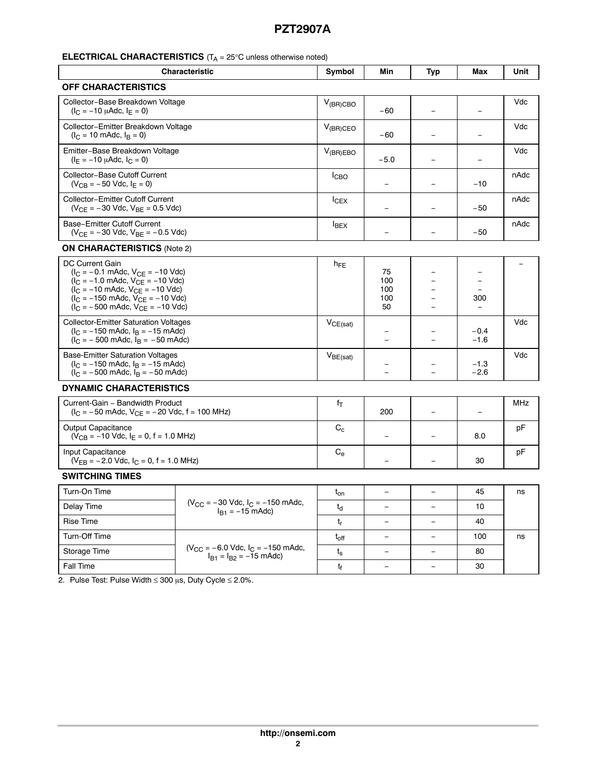**ELECTRICAL CHARACTERISTICS** ($T_A$ = 25°C unless otherwise noted)

| Characteristic | Symbol | Min | Typ | Max | Unit |
|---|---|---|---|---|---|
| **OFF CHARACTERISTICS** | | | | | |
| Collector−Base Breakdown Voltage ($I_C$ = −10 μAdc, $I_E$ = 0) | $V_{(BR)CBO}$ | −60 | – | – | Vdc |
| Collector−Emitter Breakdown Voltage ($I_C$ = 10 mAdc, $I_B$ = 0) | $V_{(BR)CEO}$ | −60 | – | – | Vdc |
| Emitter−Base Breakdown Voltage ($I_E$ = −10 μAdc, $I_C$ = 0) | $V_{(BR)EBO}$ | −5.0 | – | – | Vdc |
| Collector−Base Cutoff Current ($V_{CB}$ = −50 Vdc, $I_E$ = 0) | $I_{CBO}$ | – | – | −10 | nAdc |
| Collector−Emitter Cutoff Current ($V_{CE}$ = −30 Vdc, $V_{BE}$ = 0.5 Vdc) | $I_{CEX}$ | – | – | −50 | nAdc |
| Base−Emitter Cutoff Current ($V_{CE}$ = −30 Vdc, $V_{BE}$ = −0.5 Vdc) | $I_{BEX}$ | – | – | −50 | nAdc |
| **ON CHARACTERISTICS** (Note 2) | | | | | |
| DC Current Gain | $h_{FE}$ | | | | – |
| ($I_C$ = −0.1 mAdc, $V_{CE}$ = −10 Vdc) | | 75 | – | – | |
| ($I_C$ = −1.0 mAdc, $V_{CE}$ = −10 Vdc) | | 100 | – | – | |
| ($I_C$ = −10 mAdc, $V_{CE}$ = −10 Vdc) | | 100 | – | – | |
| ($I_C$ = −150 mAdc, $V_{CE}$ = −10 Vdc) | | 100 | – | 300 | |
| ($I_C$ = −500 mAdc, $V_{CE}$ = −10 Vdc) | | 50 | – | – | |
| Collector-Emitter Saturation Voltages | $V_{CE(sat)}$ | | | | Vdc |
| ($I_C$ = −150 mAdc, $I_B$ = −15 mAdc) | | – | – | −0.4 | |
| ($I_C$ = − 500 mAdc, $I_B$ = −50 mAdc) | | – | – | −1.6 | |
| Base-Emitter Saturation Voltages | $V_{BE(sat)}$ | | | | Vdc |
| ($I_C$ = −150 mAdc, $I_B$ = −15 mAdc) | | – | – | −1.3 | |
| ($I_C$ = −500 mAdc, $I_B$ = −50 mAdc) | | – | – | −2.6 | |
| **DYNAMIC CHARACTERISTICS** | | | | | |
| Current-Gain − Bandwidth Product ($I_C$ = −50 mAdc, $V_{CE}$ = −20 Vdc, f = 100 MHz) | $f_T$ | 200 | – | – | MHz |
| Output Capacitance ($V_{CB}$ = −10 Vdc, $I_E$ = 0, f = 1.0 MHz) | $C_c$ | – | – | 8.0 | pF |
| Input Capacitance ($V_{EB}$ = −2.0 Vdc, $I_C$ = 0, f = 1.0 MHz) | $C_e$ | – | – | 30 | pF |

**SWITCHING TIMES**

| Characteristic | Conditions | Symbol | Min | Typ | Max | Unit |
|---|---|---|---|---|---|---|
| Turn-On Time | ($V_{CC}$ = −30 Vdc, $I_C$ = −150 mAdc, $I_{B1}$ = −15 mAdc) | $t_{on}$ | – | – | 45 | ns |
| Delay Time | | $t_d$ | – | – | 10 | |
| Rise Time | | $t_r$ | – | – | 40 | |
| Turn-Off Time | ($V_{CC}$ = −6.0 Vdc, $I_C$ = −150 mAdc, $I_{B1}$ = $I_{B2}$ = −15 mAdc) | $t_{off}$ | – | – | 100 | ns |
| Storage Time | | $t_s$ | – | – | 80 | |
| Fall Time | | $t_f$ | – | – | 30 | |

2. Pulse Test: Pulse Width ≤ 300 μs, Duty Cycle ≤ 2.0%.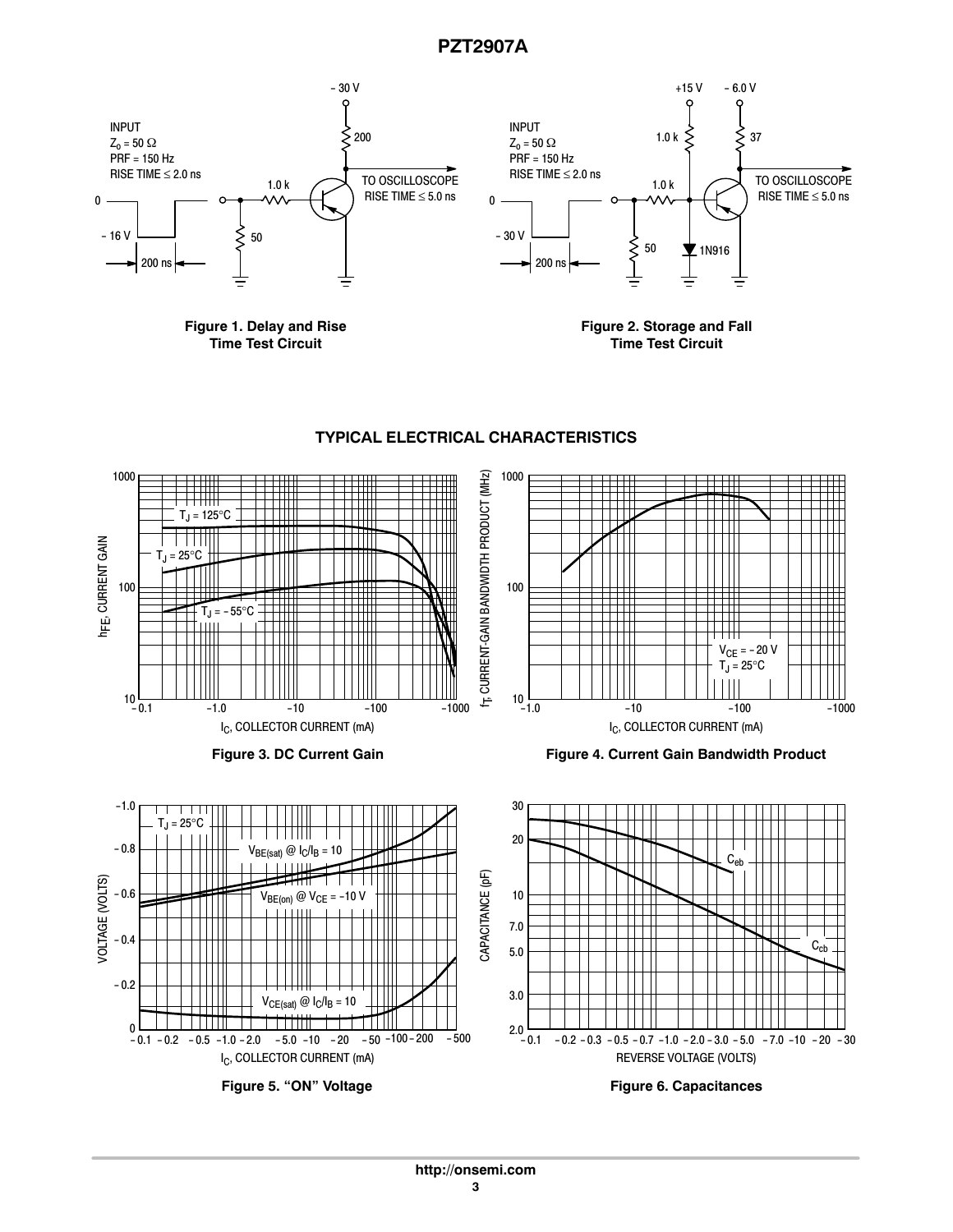Figure 1. Delay and Rise Time Test Circuit

Figure 2. Storage and Fall Time Test Circuit

## TYPICAL ELECTRICAL CHARACTERISTICS

Figure 3. DC Current Gain

Figure 4. Current Gain Bandwidth Product

Figure 5. “ON” Voltage

Figure 6. Capacitances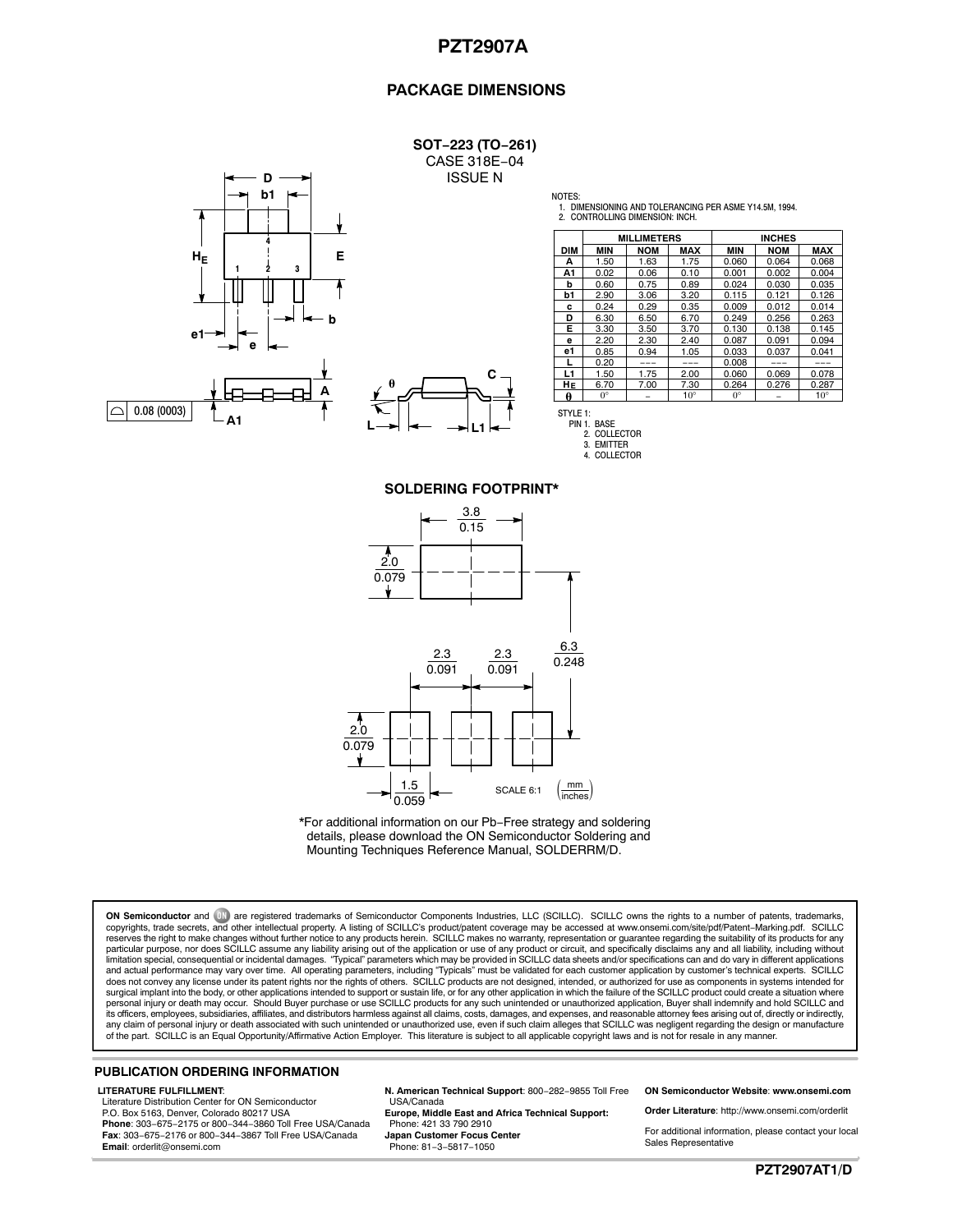## PACKAGE DIMENSIONS

**SOT−223 (TO−261)**
CASE 318E−04
ISSUE N

D
b1
$H_E$
E
4
1 2 3
b
e1
e
A
A1
0.08 (0003)
θ
C
L
L1

NOTES:
1. DIMENSIONING AND TOLERANCING PER ASME Y14.5M, 1994.
2. CONTROLLING DIMENSION: INCH.

| | MILLIMETERS | | | INCHES | | |
|---|---|---|---|---|---|---|
| DIM | MIN | NOM | MAX | MIN | NOM | MAX |
| A | 1.50 | 1.63 | 1.75 | 0.060 | 0.064 | 0.068 |
| A1 | 0.02 | 0.06 | 0.10 | 0.001 | 0.002 | 0.004 |
| b | 0.60 | 0.75 | 0.89 | 0.024 | 0.030 | 0.035 |
| b1 | 2.90 | 3.06 | 3.20 | 0.115 | 0.121 | 0.126 |
| c | 0.24 | 0.29 | 0.35 | 0.009 | 0.012 | 0.014 |
| D | 6.30 | 6.50 | 6.70 | 0.249 | 0.256 | 0.263 |
| E | 3.30 | 3.50 | 3.70 | 0.130 | 0.138 | 0.145 |
| e | 2.20 | 2.30 | 2.40 | 0.087 | 0.091 | 0.094 |
| e1 | 0.85 | 0.94 | 1.05 | 0.033 | 0.037 | 0.041 |
| L | 0.20 | −−− | −−− | 0.008 | −−− | −−− |
| L1 | 1.50 | 1.75 | 2.00 | 0.060 | 0.069 | 0.078 |
| $H_E$ | 6.70 | 7.00 | 7.30 | 0.264 | 0.276 | 0.287 |
| θ | 0° | − | 10° | 0° | − | 10° |

STYLE 1:
PIN 1. BASE
2. COLLECTOR
3. EMITTER
4. COLLECTOR

### SOLDERING FOOTPRINT*

3.8
0.15
2.0
0.079
6.3
0.248
2.3
0.091
2.3
0.091
2.0
0.079
1.5
0.059
SCALE 6:1 (mm / inches)

*For additional information on our Pb−Free strategy and soldering details, please download the ON Semiconductor Soldering and Mounting Techniques Reference Manual, SOLDERRM/D.

**ON Semiconductor** and ON are registered trademarks of Semiconductor Components Industries, LLC (SCILLC). SCILLC owns the rights to a number of patents, trademarks, copyrights, trade secrets, and other intellectual property. A listing of SCILLC's product/patent coverage may be accessed at www.onsemi.com/site/pdf/Patent−Marking.pdf. SCILLC reserves the right to make changes without further notice to any products herein. SCILLC makes no warranty, representation or guarantee regarding the suitability of its products for any particular purpose, nor does SCILLC assume any liability arising out of the application or use of any product or circuit, and specifically disclaims any and all liability, including without limitation special, consequential or incidental damages. "Typical" parameters which may be provided in SCILLC data sheets and/or specifications can and do vary in different applications and actual performance may vary over time. All operating parameters, including "Typicals" must be validated for each customer application by customer's technical experts. SCILLC does not convey any license under its patent rights nor the rights of others. SCILLC products are not designed, intended, or authorized for use as components in systems intended for surgical implant into the body, or other applications intended to support or sustain life, or for any other application in which the failure of the SCILLC product could create a situation where personal injury or death may occur. Should Buyer purchase or use SCILLC products for any such unintended or unauthorized application, Buyer shall indemnify and hold SCILLC and its officers, employees, subsidiaries, affiliates, and distributors harmless against all claims, costs, damages, and expenses, and reasonable attorney fees arising out of, directly or indirectly, any claim of personal injury or death associated with such unintended or unauthorized use, even if such claim alleges that SCILLC was negligent regarding the design or manufacture of the part. SCILLC is an Equal Opportunity/Affirmative Action Employer. This literature is subject to all applicable copyright laws and is not for resale in any manner.

### PUBLICATION ORDERING INFORMATION

**LITERATURE FULFILLMENT**:
Literature Distribution Center for ON Semiconductor
P.O. Box 5163, Denver, Colorado 80217 USA
**Phone**: 303−675−2175 or 800−344−3860 Toll Free USA/Canada
**Fax**: 303−675−2176 or 800−344−3867 Toll Free USA/Canada
**Email**: orderlit@onsemi.com

**N. American Technical Support**: 800−282−9855 Toll Free USA/Canada
**Europe, Middle East and Africa Technical Support:**
Phone: 421 33 790 2910
**Japan Customer Focus Center**
Phone: 81−3−5817−1050

**ON Semiconductor Website**: **www.onsemi.com**

**Order Literature**: http://www.onsemi.com/orderlit

For additional information, please contact your local Sales Representative

**PZT2907AT1/D**